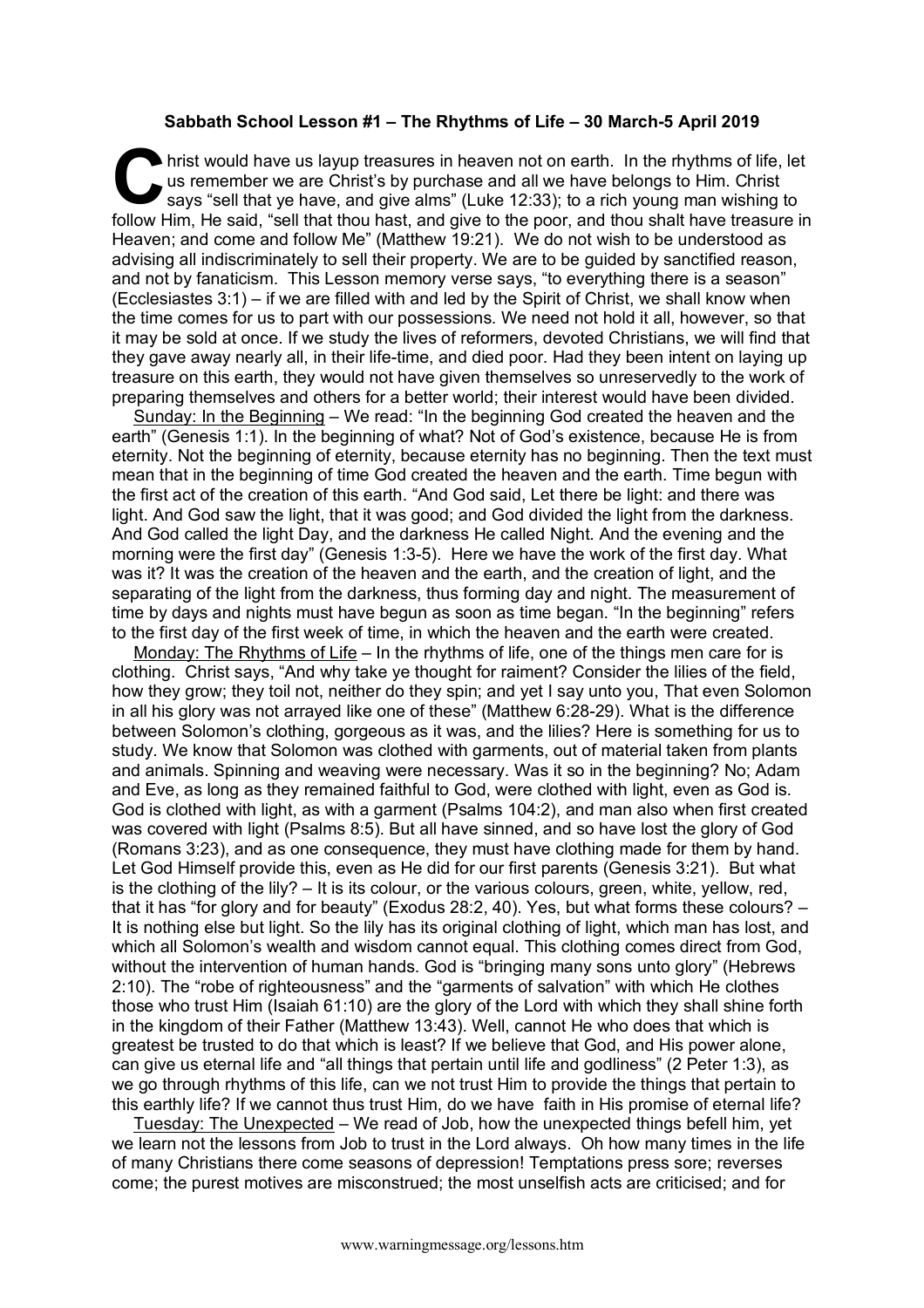**Sabbath School Lesson #1 – The Rhythms of Life – 30 March-5 April 2019**

Christ would have us layup treasures in heaven not on earth. In the rhythms of life, let us remember we are Christ's by purchase and all we have belongs to Him. Christ says "sell that ye have, and give alms" (Luke 12:33); to a rich young man wishing to follow Him, He said, "sell that thou hast, and give to the poor, and thou shalt have treasure in Heaven; and come and follow Me" (Matthew 19:21). We do not wish to be understood as advising all indiscriminately to sell their property. We are to be guided by sanctified reason, and not by fanaticism. This Lesson memory verse says, "to everything there is a season" (Ecclesiastes 3:1) – if we are filled with and led by the Spirit of Christ, we shall know when the time comes for us to part with our possessions. We need not hold it all, however, so that it may be sold at once. If we study the lives of reformers, devoted Christians, we will find that they gave away nearly all, in their life-time, and died poor. Had they been intent on laying up treasure on this earth, they would not have given themselves so unreservedly to the work of preparing themselves and others for a better world; their interest would have been divided.

Sunday: In the Beginning – We read: "In the beginning God created the heaven and the earth" (Genesis 1:1). In the beginning of what? Not of God's existence, because He is from eternity. Not the beginning of eternity, because eternity has no beginning. Then the text must mean that in the beginning of time God created the heaven and the earth. Time begun with the first act of the creation of this earth. "And God said, Let there be light: and there was light. And God saw the light, that it was good; and God divided the light from the darkness. And God called the light Day, and the darkness He called Night. And the evening and the morning were the first day" (Genesis 1:3-5). Here we have the work of the first day. What was it? It was the creation of the heaven and the earth, and the creation of light, and the separating of the light from the darkness, thus forming day and night. The measurement of time by days and nights must have begun as soon as time began. "In the beginning" refers to the first day of the first week of time, in which the heaven and the earth were created.

Monday: The Rhythms of Life – In the rhythms of life, one of the things men care for is clothing. Christ says, "And why take ye thought for raiment? Consider the lilies of the field, how they grow; they toil not, neither do they spin; and yet I say unto you, That even Solomon in all his glory was not arrayed like one of these" (Matthew 6:28-29). What is the difference between Solomon's clothing, gorgeous as it was, and the lilies? Here is something for us to study. We know that Solomon was clothed with garments, out of material taken from plants and animals. Spinning and weaving were necessary. Was it so in the beginning? No; Adam and Eve, as long as they remained faithful to God, were clothed with light, even as God is. God is clothed with light, as with a garment (Psalms 104:2), and man also when first created was covered with light (Psalms 8:5). But all have sinned, and so have lost the glory of God (Romans 3:23), and as one consequence, they must have clothing made for them by hand. Let God Himself provide this, even as He did for our first parents (Genesis 3:21). But what is the clothing of the lily? – It is its colour, or the various colours, green, white, yellow, red, that it has "for glory and for beauty" (Exodus 28:2, 40). Yes, but what forms these colours? – It is nothing else but light. So the lily has its original clothing of light, which man has lost, and which all Solomon's wealth and wisdom cannot equal. This clothing comes direct from God, without the intervention of human hands. God is "bringing many sons unto glory" (Hebrews 2:10). The "robe of righteousness" and the "garments of salvation" with which He clothes those who trust Him (Isaiah 61:10) are the glory of the Lord with which they shall shine forth in the kingdom of their Father (Matthew 13:43). Well, cannot He who does that which is greatest be trusted to do that which is least? If we believe that God, and His power alone, can give us eternal life and "all things that pertain until life and godliness" (2 Peter 1:3), as we go through rhythms of this life, can we not trust Him to provide the things that pertain to this earthly life? If we cannot thus trust Him, do we have faith in His promise of eternal life?

Tuesday: The Unexpected – We read of Job, how the unexpected things befell him, yet we learn not the lessons from Job to trust in the Lord always. Oh how many times in the life of many Christians there come seasons of depression! Temptations press sore; reverses come; the purest motives are misconstrued; the most unselfish acts are criticised; and for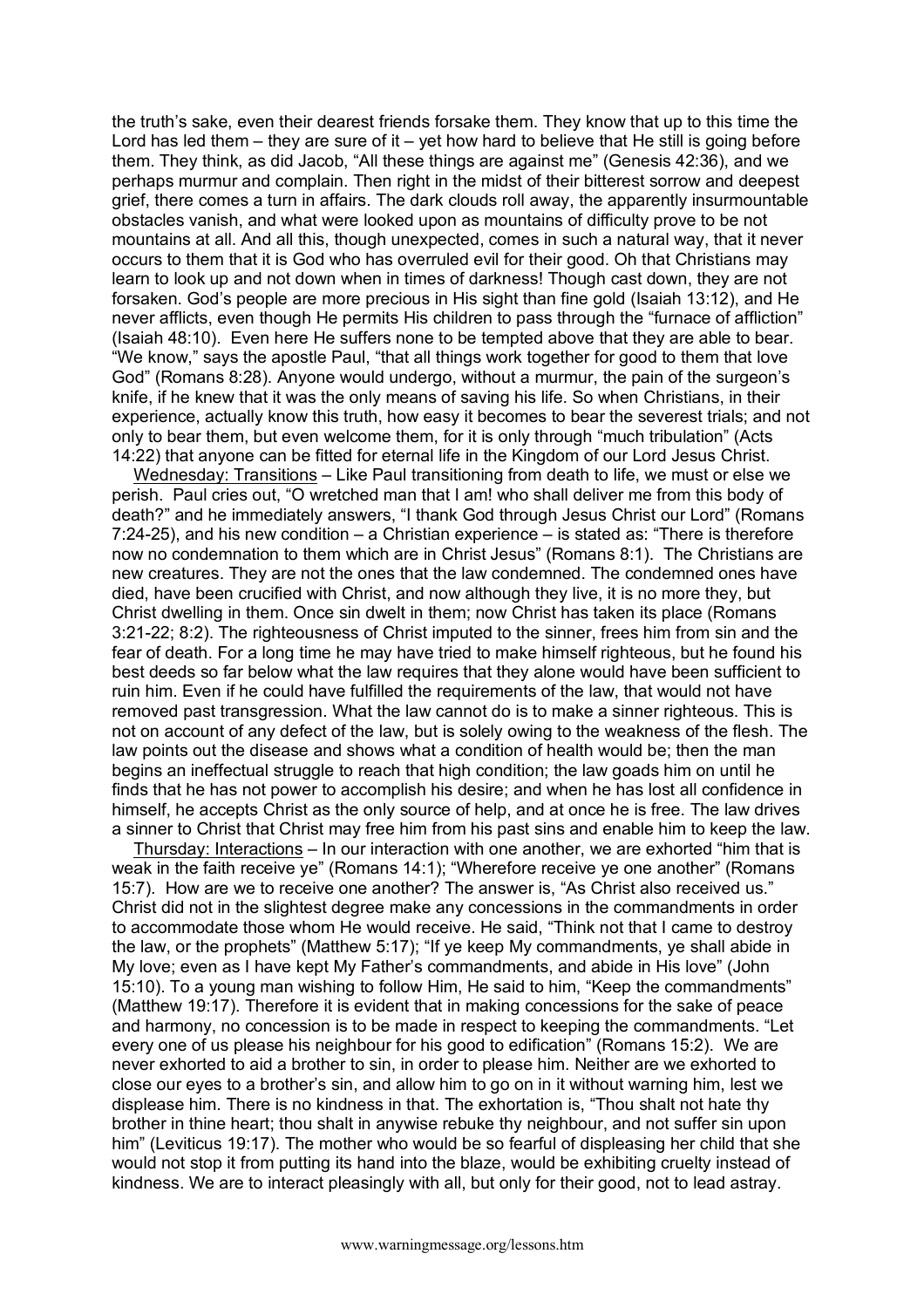the truth's sake, even their dearest friends forsake them. They know that up to this time the Lord has led them – they are sure of it – yet how hard to believe that He still is going before them. They think, as did Jacob, "All these things are against me" (Genesis 42:36), and we perhaps murmur and complain. Then right in the midst of their bitterest sorrow and deepest grief, there comes a turn in affairs. The dark clouds roll away, the apparently insurmountable obstacles vanish, and what were looked upon as mountains of difficulty prove to be not mountains at all. And all this, though unexpected, comes in such a natural way, that it never occurs to them that it is God who has overruled evil for their good. Oh that Christians may learn to look up and not down when in times of darkness! Though cast down, they are not forsaken. God's people are more precious in His sight than fine gold (Isaiah 13:12), and He never afflicts, even though He permits His children to pass through the "furnace of affliction" (Isaiah 48:10). Even here He suffers none to be tempted above that they are able to bear. "We know," says the apostle Paul, "that all things work together for good to them that love God" (Romans 8:28). Anyone would undergo, without a murmur, the pain of the surgeon's knife, if he knew that it was the only means of saving his life. So when Christians, in their experience, actually know this truth, how easy it becomes to bear the severest trials; and not only to bear them, but even welcome them, for it is only through "much tribulation" (Acts 14:22) that anyone can be fitted for eternal life in the Kingdom of our Lord Jesus Christ.

Wednesday: Transitions – Like Paul transitioning from death to life, we must or else we perish. Paul cries out, "O wretched man that I am! who shall deliver me from this body of death?" and he immediately answers, "I thank God through Jesus Christ our Lord" (Romans 7:24-25), and his new condition – a Christian experience – is stated as: "There is therefore now no condemnation to them which are in Christ Jesus" (Romans 8:1). The Christians are new creatures. They are not the ones that the law condemned. The condemned ones have died, have been crucified with Christ, and now although they live, it is no more they, but Christ dwelling in them. Once sin dwelt in them; now Christ has taken its place (Romans 3:21-22; 8:2). The righteousness of Christ imputed to the sinner, frees him from sin and the fear of death. For a long time he may have tried to make himself righteous, but he found his best deeds so far below what the law requires that they alone would have been sufficient to ruin him. Even if he could have fulfilled the requirements of the law, that would not have removed past transgression. What the law cannot do is to make a sinner righteous. This is not on account of any defect of the law, but is solely owing to the weakness of the flesh. The law points out the disease and shows what a condition of health would be; then the man begins an ineffectual struggle to reach that high condition; the law goads him on until he finds that he has not power to accomplish his desire; and when he has lost all confidence in himself, he accepts Christ as the only source of help, and at once he is free. The law drives a sinner to Christ that Christ may free him from his past sins and enable him to keep the law.

Thursday: Interactions – In our interaction with one another, we are exhorted "him that is weak in the faith receive ye" (Romans 14:1); "Wherefore receive ye one another" (Romans 15:7). How are we to receive one another? The answer is, "As Christ also received us." Christ did not in the slightest degree make any concessions in the commandments in order to accommodate those whom He would receive. He said, "Think not that I came to destroy the law, or the prophets" (Matthew 5:17); "If ye keep My commandments, ye shall abide in My love; even as I have kept My Father's commandments, and abide in His love" (John 15:10). To a young man wishing to follow Him, He said to him, "Keep the commandments" (Matthew 19:17). Therefore it is evident that in making concessions for the sake of peace and harmony, no concession is to be made in respect to keeping the commandments. "Let every one of us please his neighbour for his good to edification" (Romans 15:2). We are never exhorted to aid a brother to sin, in order to please him. Neither are we exhorted to close our eyes to a brother's sin, and allow him to go on in it without warning him, lest we displease him. There is no kindness in that. The exhortation is, "Thou shalt not hate thy brother in thine heart; thou shalt in anywise rebuke thy neighbour, and not suffer sin upon him" (Leviticus 19:17). The mother who would be so fearful of displeasing her child that she would not stop it from putting its hand into the blaze, would be exhibiting cruelty instead of kindness. We are to interact pleasingly with all, but only for their good, not to lead astray.